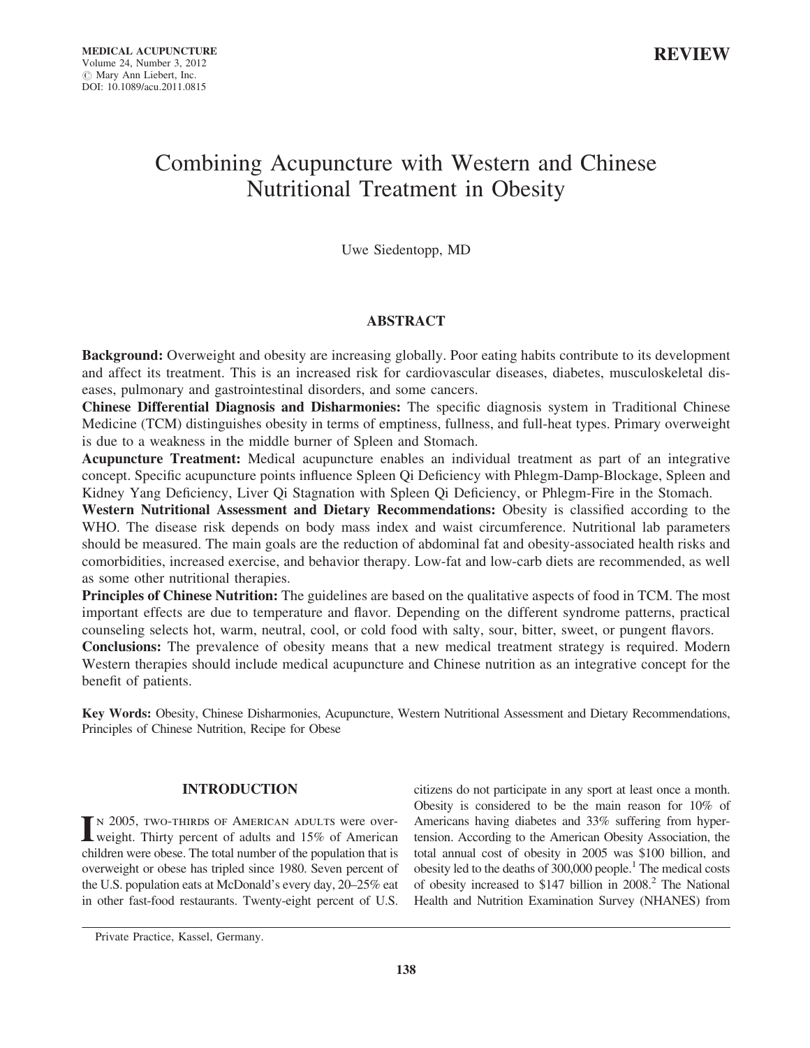REVIEW

# Combining Acupuncture with Western and Chinese Nutritional Treatment in Obesity

Uwe Siedentopp, MD

## ABSTRACT

**Background:** Overweight and obesity are increasing globally. Poor eating habits contribute to its development and affect its treatment. This is an increased risk for cardiovascular diseases, diabetes, musculoskeletal diseases, pulmonary and gastrointestinal disorders, and some cancers.

**Chinese Differential Diagnosis and Disharmonies:** The specific diagnosis system in Traditional Chinese Medicine (TCM) distinguishes obesity in terms of emptiness, fullness, and full-heat types. Primary overweight is due to a weakness in the middle burner of Spleen and Stomach.

**Acupuncture Treatment:** Medical acupuncture enables an individual treatment as part of an integrative concept. Specific acupuncture points influence Spleen Qi Deficiency with Phlegm-Damp-Blockage, Spleen and Kidney Yang Deficiency, Liver Qi Stagnation with Spleen Qi Deficiency, or Phlegm-Fire in the Stomach.

**Western Nutritional Assessment and Dietary Recommendations:** Obesity is classified according to the WHO. The disease risk depends on body mass index and waist circumference. Nutritional lab parameters should be measured. The main goals are the reduction of abdominal fat and obesity-associated health risks and comorbidities, increased exercise, and behavior therapy. Low-fat and low-carb diets are recommended, as well as some other nutritional therapies.

**Principles of Chinese Nutrition:** The guidelines are based on the qualitative aspects of food in TCM. The most important effects are due to temperature and flavor. Depending on the different syndrome patterns, practical counseling selects hot, warm, neutral, cool, or cold food with salty, sour, bitter, sweet, or pungent flavors.

**Conclusions:** The prevalence of obesity means that a new medical treatment strategy is required. Modern Western therapies should include medical acupuncture and Chinese nutrition as an integrative concept for the benefit of patients.

**Key Words:** Obesity, Chinese Disharmonies, Acupuncture, Western Nutritional Assessment and Dietary Recommendations, Principles of Chinese Nutrition, Recipe for Obese

## INTRODUCTION

In 2005, two-thirds of American adults were overweight. Thirty percent of adults and 15% of American children were obese. The total number of the population that is overweight or obese has tripled since 1980. Seven percent of the U.S. population eats at McDonald's every day, 20–25% eat in other fast-food restaurants. Twenty-eight percent of U.S. citizens do not participate in any sport at least once a month. Obesity is considered to be the main reason for 10% of Americans having diabetes and 33% suffering from hypertension. According to the American Obesity Association, the total annual cost of obesity in 2005 was \$100 billion, and obesity led to the deaths of 300,000 people.[1] The medical costs of obesity increased to \$147 billion in 2008.[2] The National Health and Nutrition Examination Survey (NHANES) from

Private Practice, Kassel, Germany.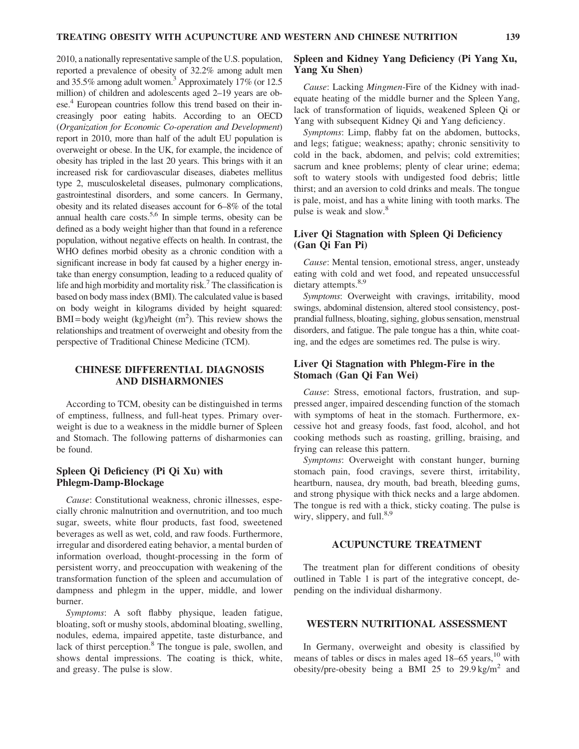2010, a nationally representative sample of the U.S. population, reported a prevalence of obesity of 32.2% among adult men and 35.5% among adult women.[3] Approximately 17% (or 12.5 million) of children and adolescents aged 2–19 years are obese.[4] European countries follow this trend based on their increasingly poor eating habits. According to an OECD (*Organization for Economic Co-operation and Development*) report in 2010, more than half of the adult EU population is overweight or obese. In the UK, for example, the incidence of obesity has tripled in the last 20 years. This brings with it an increased risk for cardiovascular diseases, diabetes mellitus type 2, musculoskeletal diseases, pulmonary complications, gastrointestinal disorders, and some cancers. In Germany, obesity and its related diseases account for 6–8% of the total annual health care costs.[5,6] In simple terms, obesity can be defined as a body weight higher than that found in a reference population, without negative effects on health. In contrast, the WHO defines morbid obesity as a chronic condition with a significant increase in body fat caused by a higher energy intake than energy consumption, leading to a reduced quality of life and high morbidity and mortality risk.[7] The classification is based on body mass index (BMI). The calculated value is based on body weight in kilograms divided by height squared: BMI = body weight (kg)/height ($m^2$). This review shows the relationships and treatment of overweight and obesity from the perspective of Traditional Chinese Medicine (TCM).

## CHINESE DIFFERENTIAL DIAGNOSIS AND DISHARMONIES

According to TCM, obesity can be distinguished in terms of emptiness, fullness, and full-heat types. Primary overweight is due to a weakness in the middle burner of Spleen and Stomach. The following patterns of disharmonies can be found.

### Spleen Qi Deficiency (Pi Qi Xu) with Phlegm-Damp-Blockage

*Cause*: Constitutional weakness, chronic illnesses, especially chronic malnutrition and overnutrition, and too much sugar, sweets, white flour products, fast food, sweetened beverages as well as wet, cold, and raw foods. Furthermore, irregular and disordered eating behavior, a mental burden of information overload, thought-processing in the form of persistent worry, and preoccupation with weakening of the transformation function of the spleen and accumulation of dampness and phlegm in the upper, middle, and lower burner.

*Symptoms*: A soft flabby physique, leaden fatigue, bloating, soft or mushy stools, abdominal bloating, swelling, nodules, edema, impaired appetite, taste disturbance, and lack of thirst perception.[8] The tongue is pale, swollen, and shows dental impressions. The coating is thick, white, and greasy. The pulse is slow.

### Spleen and Kidney Yang Deficiency (Pi Yang Xu, Yang Xu Shen)

*Cause*: Lacking *Mingmen*-Fire of the Kidney with inadequate heating of the middle burner and the Spleen Yang, lack of transformation of liquids, weakened Spleen Qi or Yang with subsequent Kidney Qi and Yang deficiency.

*Symptoms*: Limp, flabby fat on the abdomen, buttocks, and legs; fatigue; weakness; apathy; chronic sensitivity to cold in the back, abdomen, and pelvis; cold extremities; sacrum and knee problems; plenty of clear urine; edema; soft to watery stools with undigested food debris; little thirst; and an aversion to cold drinks and meals. The tongue is pale, moist, and has a white lining with tooth marks. The pulse is weak and slow.[8]

### Liver Qi Stagnation with Spleen Qi Deficiency (Gan Qi Fan Pi)

*Cause*: Mental tension, emotional stress, anger, unsteady eating with cold and wet food, and repeated unsuccessful dietary attempts.[8,9]

*Symptoms*: Overweight with cravings, irritability, mood swings, abdominal distension, altered stool consistency, postprandial fullness, bloating, sighing, globus sensation, menstrual disorders, and fatigue. The pale tongue has a thin, white coating, and the edges are sometimes red. The pulse is wiry.

### Liver Qi Stagnation with Phlegm-Fire in the Stomach (Gan Qi Fan Wei)

*Cause*: Stress, emotional factors, frustration, and suppressed anger, impaired descending function of the stomach with symptoms of heat in the stomach. Furthermore, excessive hot and greasy foods, fast food, alcohol, and hot cooking methods such as roasting, grilling, braising, and frying can release this pattern.

*Symptoms*: Overweight with constant hunger, burning stomach pain, food cravings, severe thirst, irritability, heartburn, nausea, dry mouth, bad breath, bleeding gums, and strong physique with thick necks and a large abdomen. The tongue is red with a thick, sticky coating. The pulse is wiry, slippery, and full.[8,9]

## ACUPUNCTURE TREATMENT

The treatment plan for different conditions of obesity outlined in Table 1 is part of the integrative concept, depending on the individual disharmony.

## WESTERN NUTRITIONAL ASSESSMENT

In Germany, overweight and obesity is classified by means of tables or discs in males aged 18–65 years,[10] with obesity/pre-obesity being a BMI 25 to 29.9 kg/$m^2$ and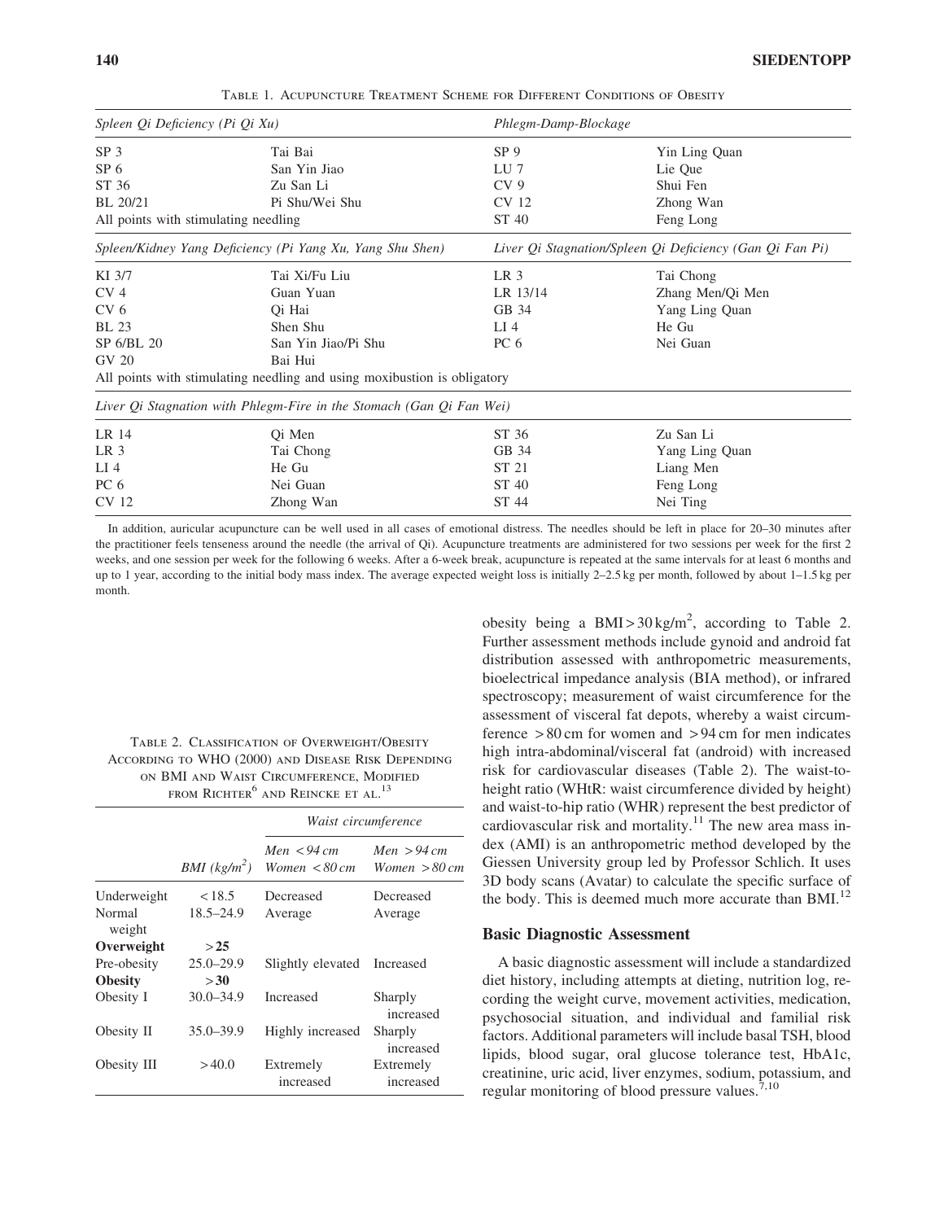Table 1. Acupuncture Treatment Scheme for Different Conditions of Obesity

| *Spleen Qi Deficiency (Pi Qi Xu)* | | *Phlegm-Damp-Blockage* | |
|---|---|---|---|
| SP 3 | Tai Bai | SP 9 | Yin Ling Quan |
| SP 6 | San Yin Jiao | LU 7 | Lie Que |
| ST 36 | Zu San Li | CV 9 | Shui Fen |
| BL 20/21 | Pi Shu/Wei Shu | CV 12 | Zhong Wan |
| All points with stimulating needling | | ST 40 | Feng Long |
| *Spleen/Kidney Yang Deficiency (Pi Yang Xu, Yang Shu Shen)* | | *Liver Qi Stagnation/Spleen Qi Deficiency (Gan Qi Fan Pi)* | |
| KI 3/7 | Tai Xi/Fu Liu | LR 3 | Tai Chong |
| CV 4 | Guan Yuan | LR 13/14 | Zhang Men/Qi Men |
| CV 6 | Qi Hai | GB 34 | Yang Ling Quan |
| BL 23 | Shen Shu | LI 4 | He Gu |
| SP 6/BL 20 | San Yin Jiao/Pi Shu | PC 6 | Nei Guan |
| GV 20 | Bai Hui | | |
| All points with stimulating needling and using moxibustion is obligatory | | | |
| *Liver Qi Stagnation with Phlegm-Fire in the Stomach (Gan Qi Fan Wei)* | | | |
| LR 14 | Qi Men | ST 36 | Zu San Li |
| LR 3 | Tai Chong | GB 34 | Yang Ling Quan |
| LI 4 | He Gu | ST 21 | Liang Men |
| PC 6 | Nei Guan | ST 40 | Feng Long |
| CV 12 | Zhong Wan | ST 44 | Nei Ting |

In addition, auricular acupuncture can be well used in all cases of emotional distress. The needles should be left in place for 20–30 minutes after the practitioner feels tenseness around the needle (the arrival of Qi). Acupuncture treatments are administered for two sessions per week for the first 2 weeks, and one session per week for the following 6 weeks. After a 6-week break, acupuncture is repeated at the same intervals for at least 6 months and up to 1 year, according to the initial body mass index. The average expected weight loss is initially 2–2.5 kg per month, followed by about 1–1.5 kg per month.

Table 2. Classification of Overweight/Obesity According to WHO (2000) and Disease Risk Depending on BMI and Waist Circumference, Modified from Richter[6] and Reincke et al.[13]

| | | *Waist circumference* | |
|---|---|---|---|
| | *BMI (kg/m²)* | *Men < 94 cm Women < 80 cm* | *Men > 94 cm Women > 80 cm* |
| Underweight | < 18.5 | Decreased | Decreased |
| Normal weight | 18.5–24.9 | Average | Average |
| **Overweight** | **> 25** | | |
| Pre-obesity | 25.0–29.9 | Slightly elevated | Increased |
| **Obesity** | **> 30** | | |
| Obesity I | 30.0–34.9 | Increased | Sharply increased |
| Obesity II | 35.0–39.9 | Highly increased | Sharply increased |
| Obesity III | > 40.0 | Extremely increased | Extremely increased |

obesity being a BMI > 30 kg/m$^2$, according to Table 2. Further assessment methods include gynoid and android fat distribution assessed with anthropometric measurements, bioelectrical impedance analysis (BIA method), or infrared spectroscopy; measurement of waist circumference for the assessment of visceral fat depots, whereby a waist circumference > 80 cm for women and > 94 cm for men indicates high intra-abdominal/visceral fat (android) with increased risk for cardiovascular diseases (Table 2). The waist-to-height ratio (WHtR: waist circumference divided by height) and waist-to-hip ratio (WHR) represent the best predictor of cardiovascular risk and mortality.[11] The new area mass index (AMI) is an anthropometric method developed by the Giessen University group led by Professor Schlich. It uses 3D body scans (Avatar) to calculate the specific surface of the body. This is deemed much more accurate than BMI.[12]

## Basic Diagnostic Assessment

A basic diagnostic assessment will include a standardized diet history, including attempts at dieting, nutrition log, recording the weight curve, movement activities, medication, psychosocial situation, and individual and familial risk factors. Additional parameters will include basal TSH, blood lipids, blood sugar, oral glucose tolerance test, HbA1c, creatinine, uric acid, liver enzymes, sodium, potassium, and regular monitoring of blood pressure values.[7,10]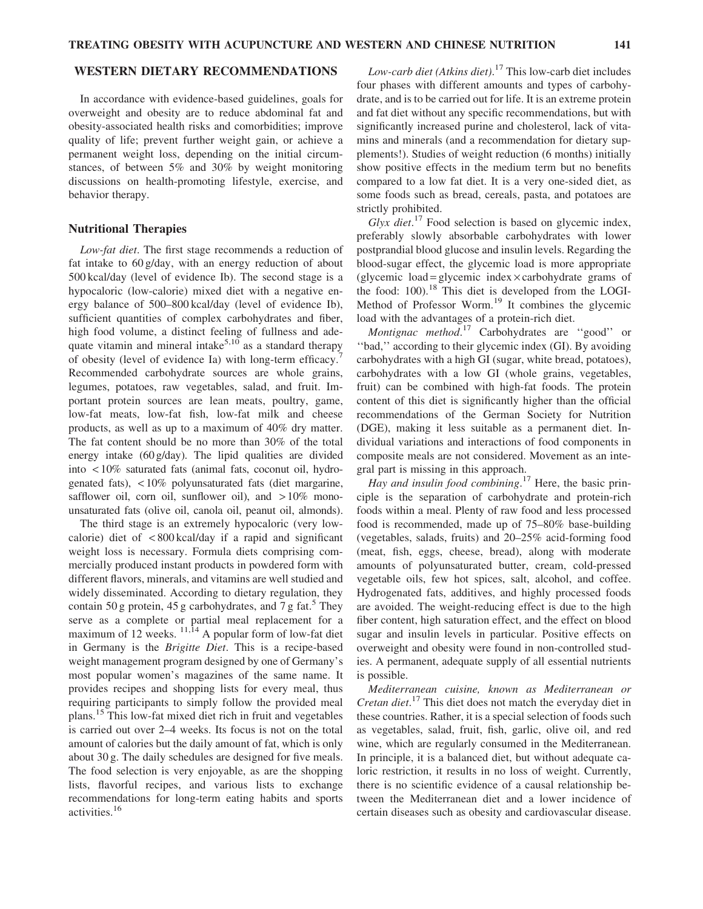## WESTERN DIETARY RECOMMENDATIONS

In accordance with evidence-based guidelines, goals for overweight and obesity are to reduce abdominal fat and obesity-associated health risks and comorbidities; improve quality of life; prevent further weight gain, or achieve a permanent weight loss, depending on the initial circumstances, of between 5% and 30% by weight monitoring discussions on health-promoting lifestyle, exercise, and behavior therapy.

### Nutritional Therapies

*Low-fat diet*. The first stage recommends a reduction of fat intake to 60 g/day, with an energy reduction of about 500 kcal/day (level of evidence Ib). The second stage is a hypocaloric (low-calorie) mixed diet with a negative energy balance of 500–800 kcal/day (level of evidence Ib), sufficient quantities of complex carbohydrates and fiber, high food volume, a distinct feeling of fullness and adequate vitamin and mineral intake[5,10] as a standard therapy of obesity (level of evidence Ia) with long-term efficacy.[7] Recommended carbohydrate sources are whole grains, legumes, potatoes, raw vegetables, salad, and fruit. Important protein sources are lean meats, poultry, game, low-fat meats, low-fat fish, low-fat milk and cheese products, as well as up to a maximum of 40% dry matter. The fat content should be no more than 30% of the total energy intake (60 g/day). The lipid qualities are divided into <10% saturated fats (animal fats, coconut oil, hydrogenated fats), <10% polyunsaturated fats (diet margarine, safflower oil, corn oil, sunflower oil), and >10% monounsaturated fats (olive oil, canola oil, peanut oil, almonds).

The third stage is an extremely hypocaloric (very low-calorie) diet of <800 kcal/day if a rapid and significant weight loss is necessary. Formula diets comprising commercially produced instant products in powdered form with different flavors, minerals, and vitamins are well studied and widely disseminated. According to dietary regulation, they contain 50 g protein, 45 g carbohydrates, and 7 g fat.[5] They serve as a complete or partial meal replacement for a maximum of 12 weeks.[11,14] A popular form of low-fat diet in Germany is the *Brigitte Diet*. This is a recipe-based weight management program designed by one of Germany's most popular women's magazines of the same name. It provides recipes and shopping lists for every meal, thus requiring participants to simply follow the provided meal plans.[15] This low-fat mixed diet rich in fruit and vegetables is carried out over 2–4 weeks. Its focus is not on the total amount of calories but the daily amount of fat, which is only about 30 g. The daily schedules are designed for five meals. The food selection is very enjoyable, as are the shopping lists, flavorful recipes, and various lists to exchange recommendations for long-term eating habits and sports activities.[16]

*Low-carb diet (Atkins diet)*.[17] This low-carb diet includes four phases with different amounts and types of carbohydrate, and is to be carried out for life. It is an extreme protein and fat diet without any specific recommendations, but with significantly increased purine and cholesterol, lack of vitamins and minerals (and a recommendation for dietary supplements!). Studies of weight reduction (6 months) initially show positive effects in the medium term but no benefits compared to a low fat diet. It is a very one-sided diet, as some foods such as bread, cereals, pasta, and potatoes are strictly prohibited.

*Glyx diet*.[17] Food selection is based on glycemic index, preferably slowly absorbable carbohydrates with lower postprandial blood glucose and insulin levels. Regarding the blood-sugar effect, the glycemic load is more appropriate (glycemic load = glycemic index × carbohydrate grams of the food: 100).[18] This diet is developed from the LOGI-Method of Professor Worm.[19] It combines the glycemic load with the advantages of a protein-rich diet.

*Montignac method*.[17] Carbohydrates are ''good'' or ''bad,'' according to their glycemic index (GI). By avoiding carbohydrates with a high GI (sugar, white bread, potatoes), carbohydrates with a low GI (whole grains, vegetables, fruit) can be combined with high-fat foods. The protein content of this diet is significantly higher than the official recommendations of the German Society for Nutrition (DGE), making it less suitable as a permanent diet. Individual variations and interactions of food components in composite meals are not considered. Movement as an integral part is missing in this approach.

*Hay and insulin food combining*.[17] Here, the basic principle is the separation of carbohydrate and protein-rich foods within a meal. Plenty of raw food and less processed food is recommended, made up of 75–80% base-building (vegetables, salads, fruits) and 20–25% acid-forming food (meat, fish, eggs, cheese, bread), along with moderate amounts of polyunsaturated butter, cream, cold-pressed vegetable oils, few hot spices, salt, alcohol, and coffee. Hydrogenated fats, additives, and highly processed foods are avoided. The weight-reducing effect is due to the high fiber content, high saturation effect, and the effect on blood sugar and insulin levels in particular. Positive effects on overweight and obesity were found in non-controlled studies. A permanent, adequate supply of all essential nutrients is possible.

*Mediterranean cuisine, known as Mediterranean or Cretan diet*.[17] This diet does not match the everyday diet in these countries. Rather, it is a special selection of foods such as vegetables, salad, fruit, fish, garlic, olive oil, and red wine, which are regularly consumed in the Mediterranean. In principle, it is a balanced diet, but without adequate caloric restriction, it results in no loss of weight. Currently, there is no scientific evidence of a causal relationship between the Mediterranean diet and a lower incidence of certain diseases such as obesity and cardiovascular disease.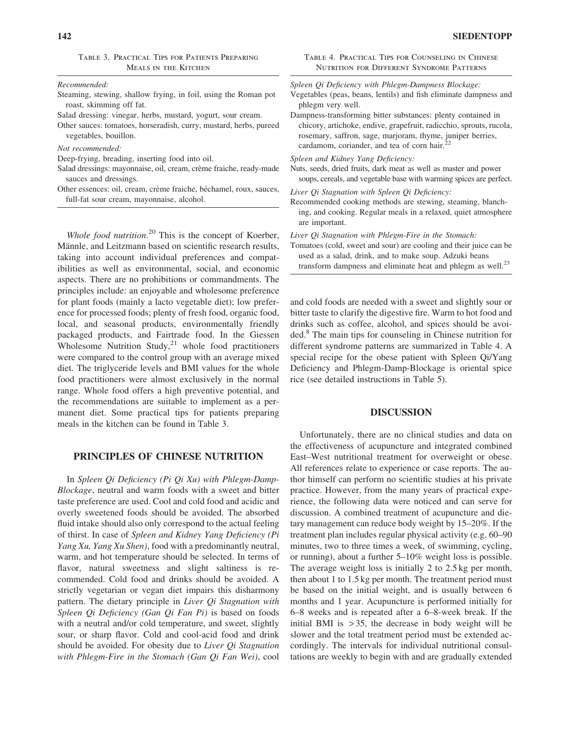Table 3. Practical Tips for Patients Preparing Meals in the Kitchen

*Recommended:*

Steaming, stewing, shallow frying, in foil, using the Roman pot roast, skimming off fat.

Salad dressing: vinegar, herbs, mustard, yogurt, sour cream.

Other sauces: tomatoes, horseradish, curry, mustard, herbs, pureed vegetables, bouillon.

*Not recommended:*

Deep-frying, breading, inserting food into oil.

Salad dressings: mayonnaise, oil, cream, crème fraiche, ready-made sauces and dressings.

Other essences: oil, cream, crème fraiche, béchamel, roux, sauces, full-fat sour cream, mayonnaise, alcohol.

*Whole food nutrition*.[20] This is the concept of Koerber, Männle, and Leitzmann based on scientific research results, taking into account individual preferences and compatibilities as well as environmental, social, and economic aspects. There are no prohibitions or commandments. The principles include: an enjoyable and wholesome preference for plant foods (mainly a lacto vegetable diet); low preference for processed foods; plenty of fresh food, organic food, local, and seasonal products, environmentally friendly packaged products, and Fairtrade food. In the Giessen Wholesome Nutrition Study,[21] whole food practitioners were compared to the control group with an average mixed diet. The triglyceride levels and BMI values for the whole food practitioners were almost exclusively in the normal range. Whole food offers a high preventive potential, and the recommendations are suitable to implement as a permanent diet. Some practical tips for patients preparing meals in the kitchen can be found in Table 3.

## PRINCIPLES OF CHINESE NUTRITION

In *Spleen Qi Deficiency (Pi Qi Xu) with Phlegm-Damp-Blockage*, neutral and warm foods with a sweet and bitter taste preference are used. Cool and cold food and acidic and overly sweetened foods should be avoided. The absorbed fluid intake should also only correspond to the actual feeling of thirst. In case of *Spleen and Kidney Yang Deficiency (Pi Yang Xu, Yang Xu Shen)*, food with a predominantly neutral, warm, and hot temperature should be selected. In terms of flavor, natural sweetness and slight saltiness is recommended. Cold food and drinks should be avoided. A strictly vegetarian or vegan diet impairs this disharmony pattern. The dietary principle in *Liver Qi Stagnation with Spleen Qi Deficiency (Gan Qi Fan Pi)* is based on foods with a neutral and/or cold temperature, and sweet, slightly sour, or sharp flavor. Cold and cool-acid food and drink should be avoided. For obesity due to *Liver Qi Stagnation with Phlegm-Fire in the Stomach (Gan Qi Fan Wei)*, cool and cold foods are needed with a sweet and slightly sour or bitter taste to clarify the digestive fire. Warm to hot food and drinks such as coffee, alcohol, and spices should be avoided.[8] The main tips for counseling in Chinese nutrition for different syndrome patterns are summarized in Table 4. A special recipe for the obese patient with Spleen Qi/Yang Deficiency and Phlegm-Damp-Blockage is oriental spice rice (see detailed instructions in Table 5).

Table 4. Practical Tips for Counseling in Chinese Nutrition for Different Syndrome Patterns

*Spleen Qi Deficiency with Phlegm-Dampness Blockage:*

Vegetables (peas, beans, lentils) and fish eliminate dampness and phlegm very well.

Dampness-transforming bitter substances: plenty contained in chicory, artichoke, endive, grapefruit, radicchio, sprouts, rucola, rosemary, saffron, sage, marjoram, thyme, juniper berries, cardamom, coriander, and tea of corn hair.[22]

*Spleen and Kidney Yang Deficiency:*

Nuts, seeds, dried fruits, dark meat as well as master and power soups, cereals, and vegetable base with warming spices are perfect.

*Liver Qi Stagnation with Spleen Qi Deficiency:*

Recommended cooking methods are stewing, steaming, blanching, and cooking. Regular meals in a relaxed, quiet atmosphere are important.

*Liver Qi Stagnation with Phlegm-Fire in the Stomach:*

Tomatoes (cold, sweet and sour) are cooling and their juice can be used as a salad, drink, and to make soup. Adzuki beans transform dampness and eliminate heat and phlegm as well.[23]

## DISCUSSION

Unfortunately, there are no clinical studies and data on the effectiveness of acupuncture and integrated combined East–West nutritional treatment for overweight or obese. All references relate to experience or case reports. The author himself can perform no scientific studies at his private practice. However, from the many years of practical experience, the following data were noticed and can serve for discussion. A combined treatment of acupuncture and dietary management can reduce body weight by 15–20%. If the treatment plan includes regular physical activity (e.g. 60–90 minutes, two to three times a week, of swimming, cycling, or running), about a further 5–10% weight loss is possible. The average weight loss is initially 2 to 2.5 kg per month, then about 1 to 1.5 kg per month. The treatment period must be based on the initial weight, and is usually between 6 months and 1 year. Acupuncture is performed initially for 6–8 weeks and is repeated after a 6–8-week break. If the initial BMI is $>35$, the decrease in body weight will be slower and the total treatment period must be extended accordingly. The intervals for individual nutritional consultations are weekly to begin with and are gradually extended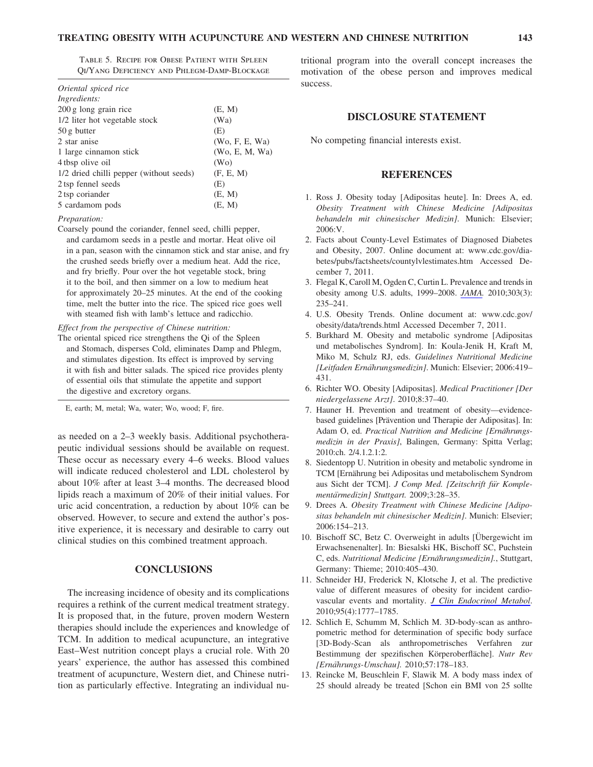Table 5. Recipe for Obese Patient with Spleen Qi/Yang Deficiency and Phlegm-Damp-Blockage

| *Oriental spiced rice* | |
|---|---|
| *Ingredients:* | |
| 200 g long grain rice | (E, M) |
| 1/2 liter hot vegetable stock | (Wa) |
| 50 g butter | (E) |
| 2 star anise | (Wo, F, E, Wa) |
| 1 large cinnamon stick | (Wo, E, M, Wa) |
| 4 tbsp olive oil | (Wo) |
| 1/2 dried chilli pepper (without seeds) | (F, E, M) |
| 2 tsp fennel seeds | (E) |
| 2 tsp coriander | (E, M) |
| 5 cardamom pods | (E, M) |

*Preparation:*

Coarsely pound the coriander, fennel seed, chilli pepper, and cardamom seeds in a pestle and mortar. Heat olive oil in a pan, season with the cinnamon stick and star anise, and fry the crushed seeds briefly over a medium heat. Add the rice, and fry briefly. Pour over the hot vegetable stock, bring it to the boil, and then simmer on a low to medium heat for approximately 20–25 minutes. At the end of the cooking time, melt the butter into the rice. The spiced rice goes well with steamed fish with lamb's lettuce and radicchio.

*Effect from the perspective of Chinese nutrition:*

The oriental spiced rice strengthens the Qi of the Spleen and Stomach, disperses Cold, eliminates Damp and Phlegm, and stimulates digestion. Its effect is improved by serving it with fish and bitter salads. The spiced rice provides plenty of essential oils that stimulate the appetite and support the digestive and excretory organs.

E, earth; M, metal; Wa, water; Wo, wood; F, fire.

as needed on a 2–3 weekly basis. Additional psychotherapeutic individual sessions should be available on request. These occur as necessary every 4–6 weeks. Blood values will indicate reduced cholesterol and LDL cholesterol by about 10% after at least 3–4 months. The decreased blood lipids reach a maximum of 20% of their initial values. For uric acid concentration, a reduction by about 10% can be observed. However, to secure and extend the author's positive experience, it is necessary and desirable to carry out clinical studies on this combined treatment approach.

## CONCLUSIONS

The increasing incidence of obesity and its complications requires a rethink of the current medical treatment strategy. It is proposed that, in the future, proven modern Western therapies should include the experiences and knowledge of TCM. In addition to medical acupuncture, an integrative East–West nutrition concept plays a crucial role. With 20 years' experience, the author has assessed this combined treatment of acupuncture, Western diet, and Chinese nutrition as particularly effective. Integrating an individual nutritional program into the overall concept increases the motivation of the obese person and improves medical success.

## DISCLOSURE STATEMENT

No competing financial interests exist.

## REFERENCES

1. Ross J. Obesity today [Adipositas heute]. In: Drees A, ed. *Obesity Treatment with Chinese Medicine [Adipositas behandeln mit chinesischer Medizin]*. Munich: Elsevier; 2006:V.
2. Facts about County-Level Estimates of Diagnosed Diabetes and Obesity, 2007. Online document at: www.cdc.gov/diabetes/pubs/factsheets/countylvlestimates.htm Accessed December 7, 2011.
3. Flegal K, Caroll M, Ogden C, Curtin L. Prevalence and trends in obesity among U.S. adults, 1999–2008. *JAMA*. 2010;303(3): 235–241.
4. U.S. Obesity Trends. Online document at: www.cdc.gov/obesity/data/trends.html Accessed December 7, 2011.
5. Burkhard M. Obesity and metabolic syndrome [Adipositas und metabolisches Syndrom]. In: Koula-Jenik H, Kraft M, Miko M, Schulz RJ, eds. *Guidelines Nutritional Medicine [Leitfaden Ernährungsmedizin]*. Munich: Elsevier; 2006:419–431.
6. Richter WO. Obesity [Adipositas]. *Medical Practitioner [Der niedergelassene Arzt]*. 2010;8:37–40.
7. Hauner H. Prevention and treatment of obesity—evidence-based guidelines [Prävention und Therapie der Adipositas]. In: Adam O, ed. *Practical Nutrition and Medicine [Ernährungsmedizin in der Praxis]*, Balingen, Germany: Spitta Verlag; 2010:ch. 2/4.1.2.1:2.
8. Siedentopp U. Nutrition in obesity and metabolic syndrome in TCM [Ernährung bei Adipositas und metabolischem Syndrom aus Sicht der TCM]. *J Comp Med. [Zeitschrift für Komplementärmedizin] Stuttgart.* 2009;3:28–35.
9. Drees A. *Obesity Treatment with Chinese Medicine [Adipositas behandeln mit chinesischer Medizin]*. Munich: Elsevier; 2006:154–213.
10. Bischoff SC, Betz C. Overweight in adults [Übergewicht im Erwachsenenalter]. In: Biesalski HK, Bischoff SC, Puchstein C, eds. *Nutritional Medicine [Ernährungsmedizin].*, Stuttgart, Germany: Thieme; 2010:405–430.
11. Schneider HJ, Frederick N, Klotsche J, et al. The predictive value of different measures of obesity for incident cardiovascular events and mortality. *J Clin Endocrinol Metabol*. 2010;95(4):1777–1785.
12. Schlich E, Schumm M, Schlich M. 3D-body-scan as anthropometric method for determination of specific body surface [3D-Body-Scan als anthropometrisches Verfahren zur Bestimmung der spezifischen Körperoberfläche]. *Nutr Rev [Ernährungs-Umschau].* 2010;57:178–183.
13. Reincke M, Beuschlein F, Slawik M. A body mass index of 25 should already be treated [Schon ein BMI von 25 sollte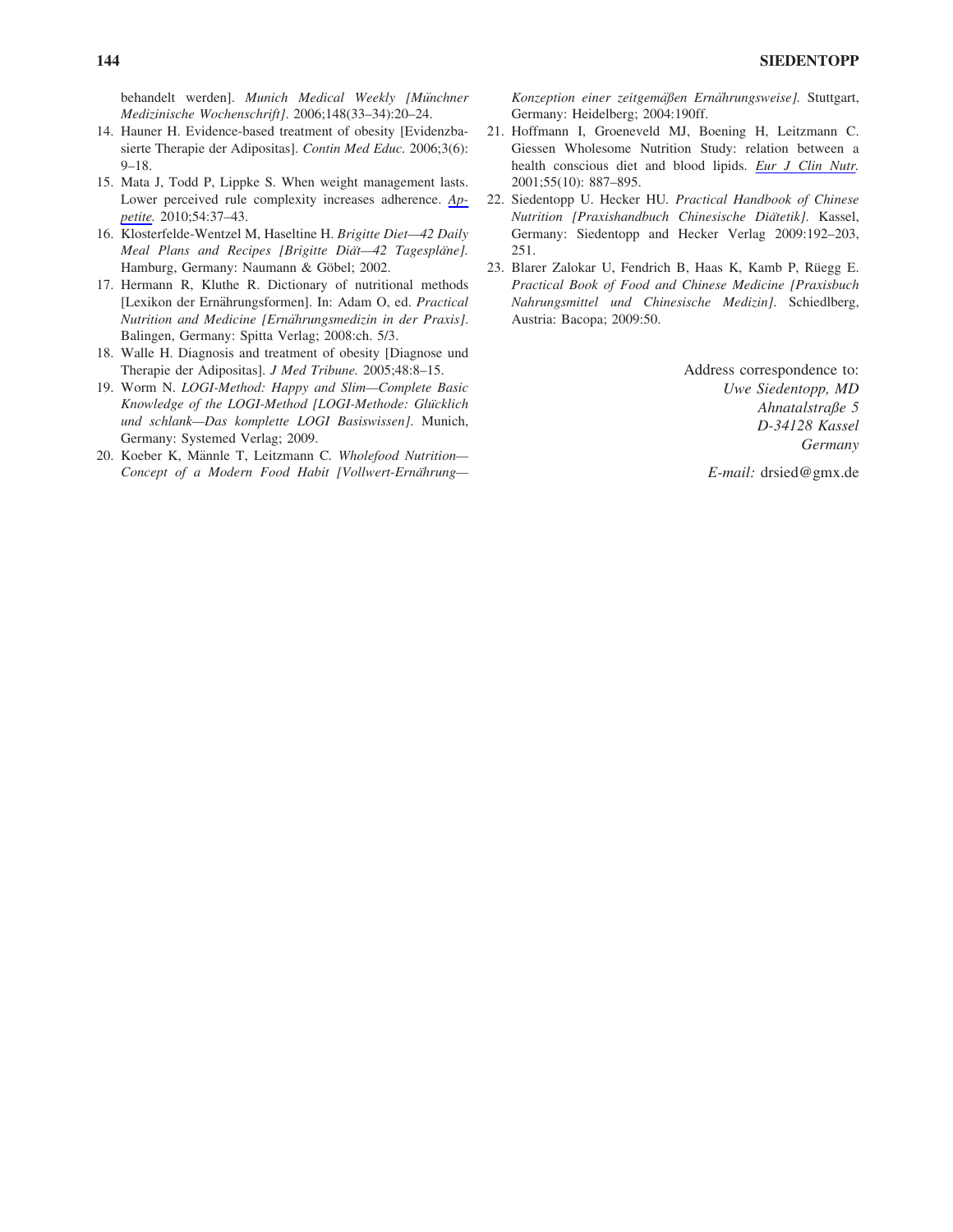behandelt werden]. *Munich Medical Weekly [Münchner Medizinische Wochenschrift]*. 2006;148(33–34):20–24.

14. Hauner H. Evidence-based treatment of obesity [Evidenzbasierte Therapie der Adipositas]. *Contin Med Educ*. 2006;3(6): 9–18.
15. Mata J, Todd P, Lippke S. When weight management lasts. Lower perceived rule complexity increases adherence. *Appetite*. 2010;54:37–43.
16. Klosterfelde-Wentzel M, Haseltine H. *Brigitte Diet—42 Daily Meal Plans and Recipes [Brigitte Diät—42 Tagespläne]*. Hamburg, Germany: Naumann & Göbel; 2002.
17. Hermann R, Kluthe R. Dictionary of nutritional methods [Lexikon der Ernährungsformen]. In: Adam O, ed. *Practical Nutrition and Medicine [Ernährungsmedizin in der Praxis]*. Balingen, Germany: Spitta Verlag; 2008:ch. 5/3.
18. Walle H. Diagnosis and treatment of obesity [Diagnose und Therapie der Adipositas]. *J Med Tribune*. 2005;48:8–15.
19. Worm N. *LOGI-Method: Happy and Slim—Complete Basic Knowledge of the LOGI-Method [LOGI-Methode: Glücklich und schlank—Das komplette LOGI Basiswissen]*. Munich, Germany: Systemed Verlag; 2009.
20. Koeber K, Männle T, Leitzmann C. *Wholefood Nutrition—Concept of a Modern Food Habit [Vollwert-Ernährung—Konzeption einer zeitgemäßen Ernährungsweise]*. Stuttgart, Germany: Heidelberg; 2004:190ff.
21. Hoffmann I, Groeneveld MJ, Boening H, Leitzmann C. Giessen Wholesome Nutrition Study: relation between a health conscious diet and blood lipids. *Eur J Clin Nutr*. 2001;55(10): 887–895.
22. Siedentopp U. Hecker HU. *Practical Handbook of Chinese Nutrition [Praxishandbuch Chinesische Diätetik]*. Kassel, Germany: Siedentopp and Hecker Verlag 2009:192–203, 251.
23. Blarer Zalokar U, Fendrich B, Haas K, Kamb P, Rüegg E. *Practical Book of Food and Chinese Medicine [Praxisbuch Nahrungsmittel und Chinesische Medizin]*. Schiedlberg, Austria: Bacopa; 2009:50.

Address correspondence to:
*Uwe Siedentopp, MD*
*Ahnatalstraße 5*
*D-34128 Kassel*
*Germany*

*E-mail:* drsied@gmx.de